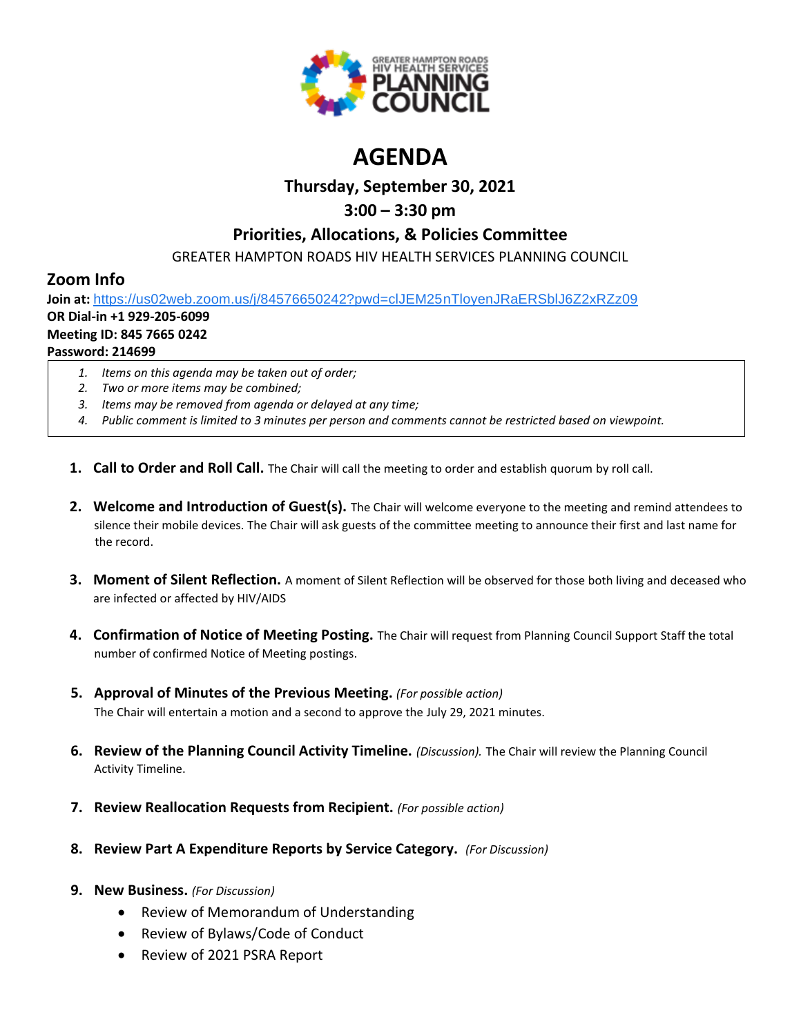GREATER HAMPTON ROADS HIV HEALTH SERVICES PLANNING COUNCIL

# AGENDA

## Thursday, September 30, 2021

## 3:00 – 3:30 pm

## Priorities, Allocations, & Policies Committee

GREATER HAMPTON ROADS HIV HEALTH SERVICES PLANNING COUNCIL

### Zoom Info

**Join at:** https://us02web.zoom.us/j/84576650242?pwd=clJEM25nTloyenJRaERSblJ6Z2xRZz09
**OR Dial-in +1 929-205-6099**
**Meeting ID: 845 7665 0242**
**Password: 214699**

1. *Items on this agenda may be taken out of order;*
2. *Two or more items may be combined;*
3. *Items may be removed from agenda or delayed at any time;*
4. *Public comment is limited to 3 minutes per person and comments cannot be restricted based on viewpoint.*

1. **Call to Order and Roll Call.** The Chair will call the meeting to order and establish quorum by roll call.

2. **Welcome and Introduction of Guest(s).** The Chair will welcome everyone to the meeting and remind attendees to silence their mobile devices. The Chair will ask guests of the committee meeting to announce their first and last name for the record.

3. **Moment of Silent Reflection.** A moment of Silent Reflection will be observed for those both living and deceased who are infected or affected by HIV/AIDS

4. **Confirmation of Notice of Meeting Posting.** The Chair will request from Planning Council Support Staff the total number of confirmed Notice of Meeting postings.

5. **Approval of Minutes of the Previous Meeting.** *(For possible action)*
   The Chair will entertain a motion and a second to approve the July 29, 2021 minutes.

6. **Review of the Planning Council Activity Timeline.** *(Discussion).* The Chair will review the Planning Council Activity Timeline.

7. **Review Reallocation Requests from Recipient.** *(For possible action)*

8. **Review Part A Expenditure Reports by Service Category.** *(For Discussion)*

9. **New Business.** *(For Discussion)*
   - Review of Memorandum of Understanding
   - Review of Bylaws/Code of Conduct
   - Review of 2021 PSRA Report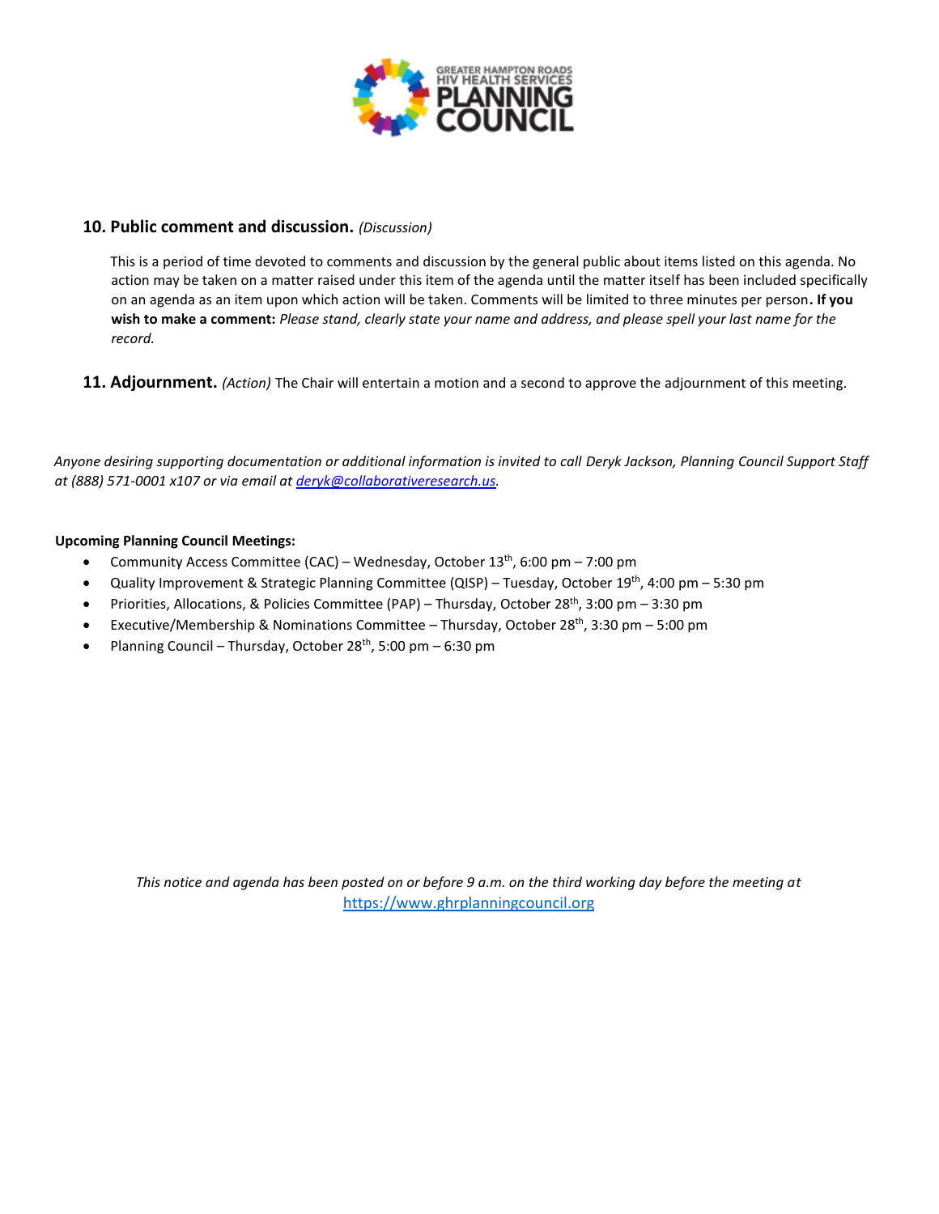**10. Public comment and discussion.** *(Discussion)*

This is a period of time devoted to comments and discussion by the general public about items listed on this agenda. No action may be taken on a matter raised under this item of the agenda until the matter itself has been included specifically on an agenda as an item upon which action will be taken. Comments will be limited to three minutes per person**. If you wish to make a comment:** *Please stand, clearly state your name and address, and please spell your last name for the record.*

**11. Adjournment.** *(Action)* The Chair will entertain a motion and a second to approve the adjournment of this meeting.

*Anyone desiring supporting documentation or additional information is invited to call Deryk Jackson, Planning Council Support Staff at (888) 571-0001 x107 or via email at deryk@collaborativeresearch.us.*

**Upcoming Planning Council Meetings:**

- Community Access Committee (CAC) – Wednesday, October 13th, 6:00 pm – 7:00 pm
- Quality Improvement & Strategic Planning Committee (QISP) – Tuesday, October 19th, 4:00 pm – 5:30 pm
- Priorities, Allocations, & Policies Committee (PAP) – Thursday, October 28th, 3:00 pm – 3:30 pm
- Executive/Membership & Nominations Committee – Thursday, October 28th, 3:30 pm – 5:00 pm
- Planning Council – Thursday, October 28th, 5:00 pm – 6:30 pm

*This notice and agenda has been posted on or before 9 a.m. on the third working day before the meeting at* https://www.ghrplanningcouncil.org